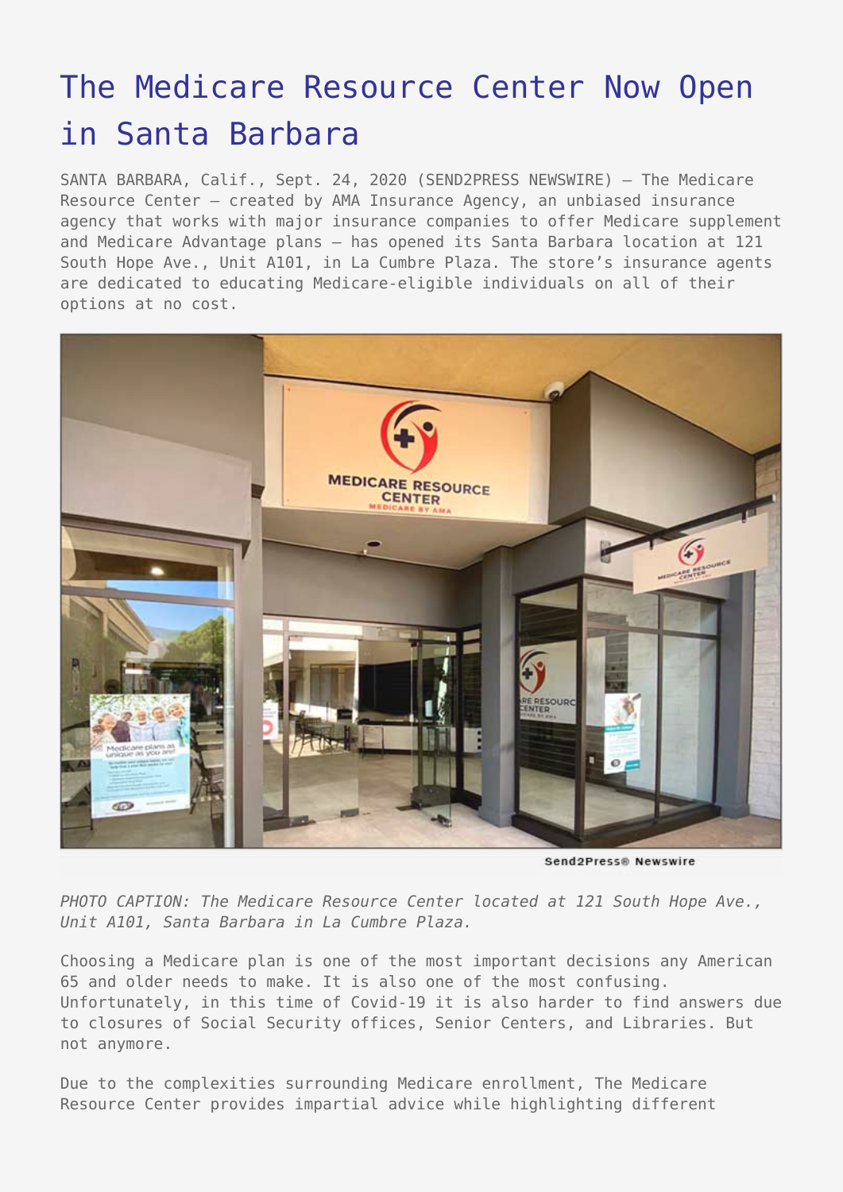# The Medicare Resource Center Now Open in Santa Barbara

SANTA BARBARA, Calif., Sept. 24, 2020 (SEND2PRESS NEWSWIRE) — The Medicare Resource Center – created by AMA Insurance Agency, an unbiased insurance agency that works with major insurance companies to offer Medicare supplement and Medicare Advantage plans – has opened its Santa Barbara location at 121 South Hope Ave., Unit A101, in La Cumbre Plaza. The store's insurance agents are dedicated to educating Medicare-eligible individuals on all of their options at no cost.

*PHOTO CAPTION: The Medicare Resource Center located at 121 South Hope Ave., Unit A101, Santa Barbara in La Cumbre Plaza.*

Choosing a Medicare plan is one of the most important decisions any American 65 and older needs to make. It is also one of the most confusing. Unfortunately, in this time of Covid-19 it is also harder to find answers due to closures of Social Security offices, Senior Centers, and Libraries. But not anymore.

Due to the complexities surrounding Medicare enrollment, The Medicare Resource Center provides impartial advice while highlighting different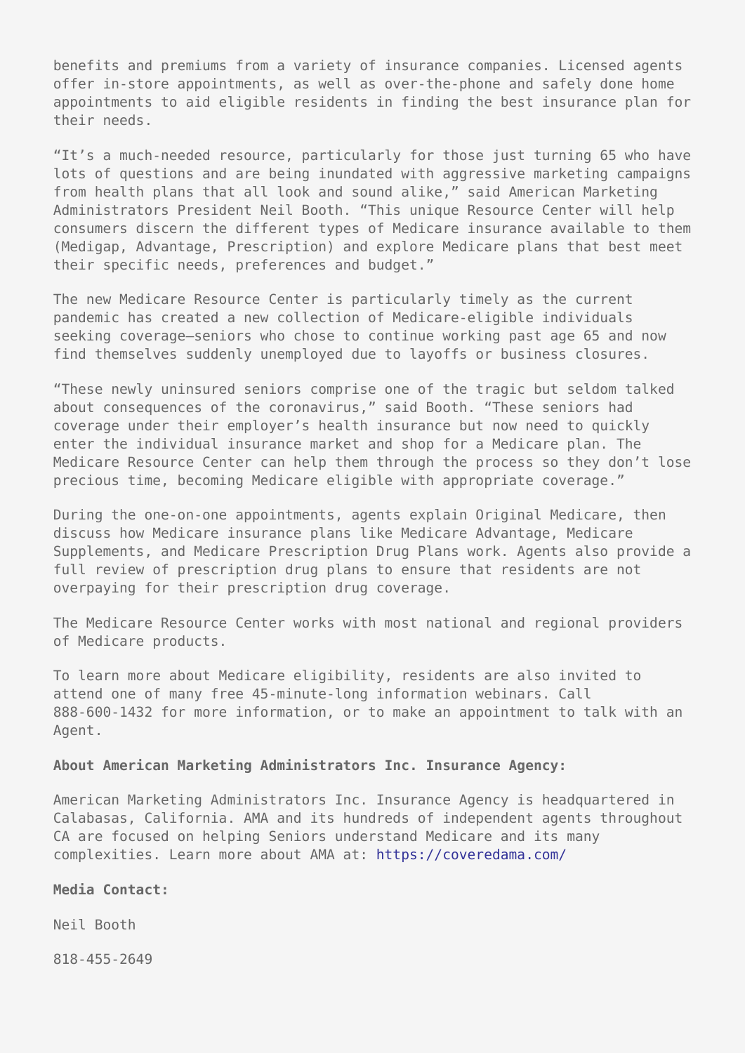benefits and premiums from a variety of insurance companies. Licensed agents offer in-store appointments, as well as over-the-phone and safely done home appointments to aid eligible residents in finding the best insurance plan for their needs.

"It's a much-needed resource, particularly for those just turning 65 who have lots of questions and are being inundated with aggressive marketing campaigns from health plans that all look and sound alike," said American Marketing Administrators President Neil Booth. "This unique Resource Center will help consumers discern the different types of Medicare insurance available to them (Medigap, Advantage, Prescription) and explore Medicare plans that best meet their specific needs, preferences and budget."

The new Medicare Resource Center is particularly timely as the current pandemic has created a new collection of Medicare-eligible individuals seeking coverage—seniors who chose to continue working past age 65 and now find themselves suddenly unemployed due to layoffs or business closures.

"These newly uninsured seniors comprise one of the tragic but seldom talked about consequences of the coronavirus," said Booth. "These seniors had coverage under their employer's health insurance but now need to quickly enter the individual insurance market and shop for a Medicare plan. The Medicare Resource Center can help them through the process so they don't lose precious time, becoming Medicare eligible with appropriate coverage."

During the one-on-one appointments, agents explain Original Medicare, then discuss how Medicare insurance plans like Medicare Advantage, Medicare Supplements, and Medicare Prescription Drug Plans work. Agents also provide a full review of prescription drug plans to ensure that residents are not overpaying for their prescription drug coverage.

The Medicare Resource Center works with most national and regional providers of Medicare products.

To learn more about Medicare eligibility, residents are also invited to attend one of many free 45-minute-long information webinars. Call 888-600-1432 for more information, or to make an appointment to talk with an Agent.

**About American Marketing Administrators Inc. Insurance Agency:**

American Marketing Administrators Inc. Insurance Agency is headquartered in Calabasas, California. AMA and its hundreds of independent agents throughout CA are focused on helping Seniors understand Medicare and its many complexities. Learn more about AMA at: https://coveredama.com/

**Media Contact:**

Neil Booth

818-455-2649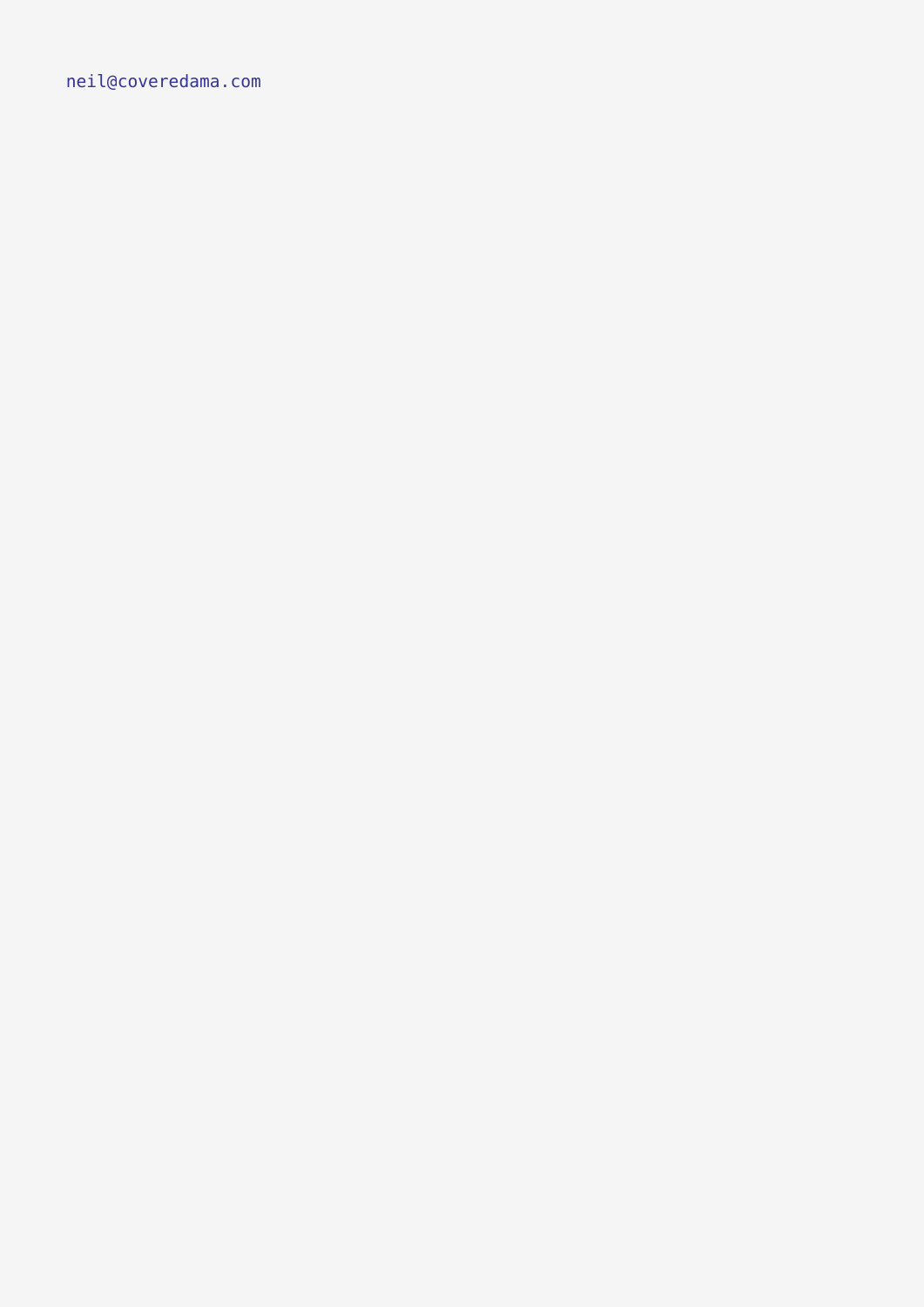neil@coveredama.com